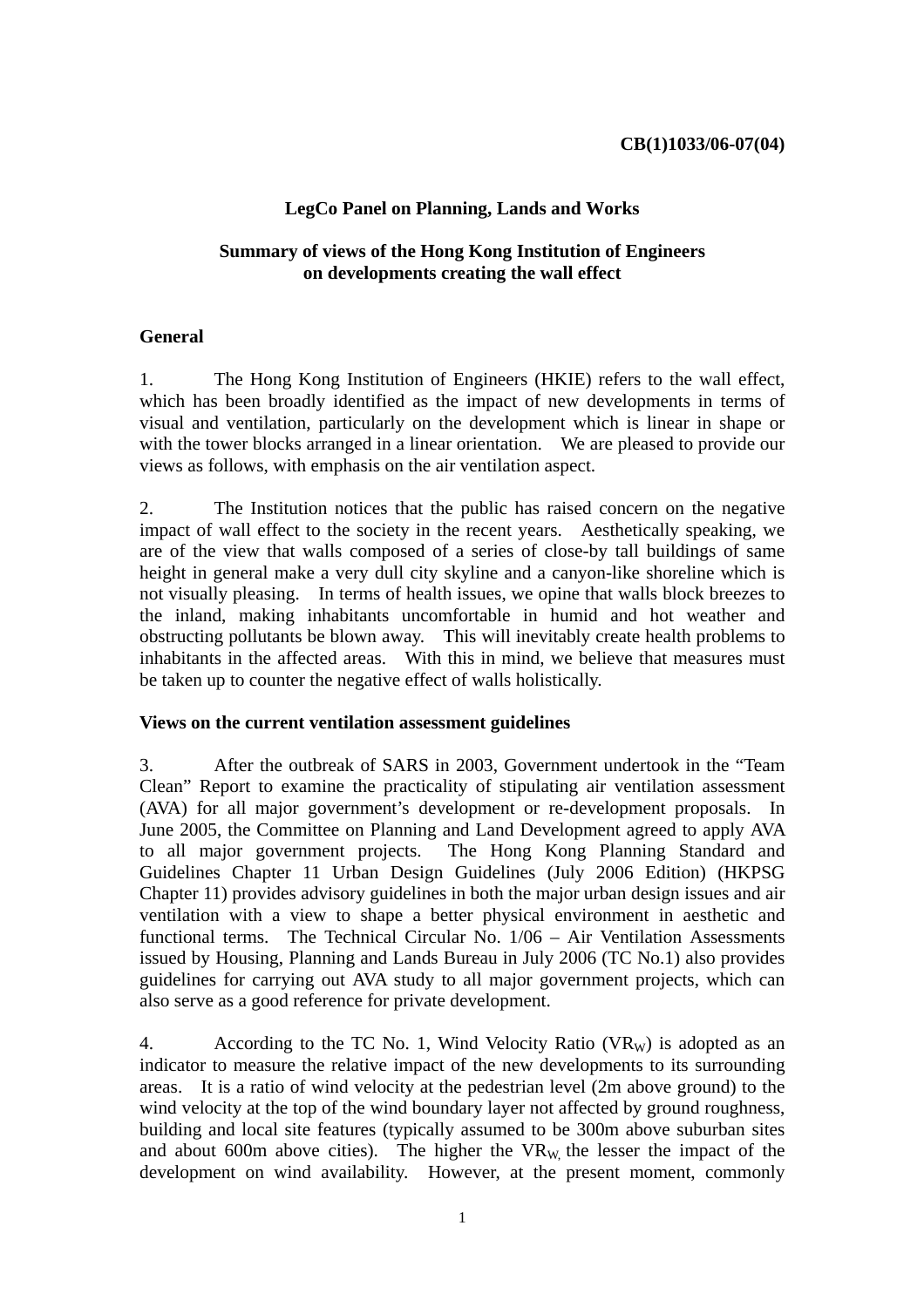**CB(1)1033/06-07(04)**

**LegCo Panel on Planning, Lands and Works**

**Summary of views of the Hong Kong Institution of Engineers on developments creating the wall effect**

**General**

1. The Hong Kong Institution of Engineers (HKIE) refers to the wall effect, which has been broadly identified as the impact of new developments in terms of visual and ventilation, particularly on the development which is linear in shape or with the tower blocks arranged in a linear orientation. We are pleased to provide our views as follows, with emphasis on the air ventilation aspect.

2. The Institution notices that the public has raised concern on the negative impact of wall effect to the society in the recent years. Aesthetically speaking, we are of the view that walls composed of a series of close-by tall buildings of same height in general make a very dull city skyline and a canyon-like shoreline which is not visually pleasing. In terms of health issues, we opine that walls block breezes to the inland, making inhabitants uncomfortable in humid and hot weather and obstructing pollutants be blown away. This will inevitably create health problems to inhabitants in the affected areas. With this in mind, we believe that measures must be taken up to counter the negative effect of walls holistically.

**Views on the current ventilation assessment guidelines**

3. After the outbreak of SARS in 2003, Government undertook in the "Team Clean" Report to examine the practicality of stipulating air ventilation assessment (AVA) for all major government's development or re-development proposals. In June 2005, the Committee on Planning and Land Development agreed to apply AVA to all major government projects. The Hong Kong Planning Standard and Guidelines Chapter 11 Urban Design Guidelines (July 2006 Edition) (HKPSG Chapter 11) provides advisory guidelines in both the major urban design issues and air ventilation with a view to shape a better physical environment in aesthetic and functional terms. The Technical Circular No. 1/06 – Air Ventilation Assessments issued by Housing, Planning and Lands Bureau in July 2006 (TC No.1) also provides guidelines for carrying out AVA study to all major government projects, which can also serve as a good reference for private development.

4. According to the TC No. 1, Wind Velocity Ratio ($VR_W$) is adopted as an indicator to measure the relative impact of the new developments to its surrounding areas. It is a ratio of wind velocity at the pedestrian level (2m above ground) to the wind velocity at the top of the wind boundary layer not affected by ground roughness, building and local site features (typically assumed to be 300m above suburban sites and about 600m above cities). The higher the $VR_W$, the lesser the impact of the development on wind availability. However, at the present moment, commonly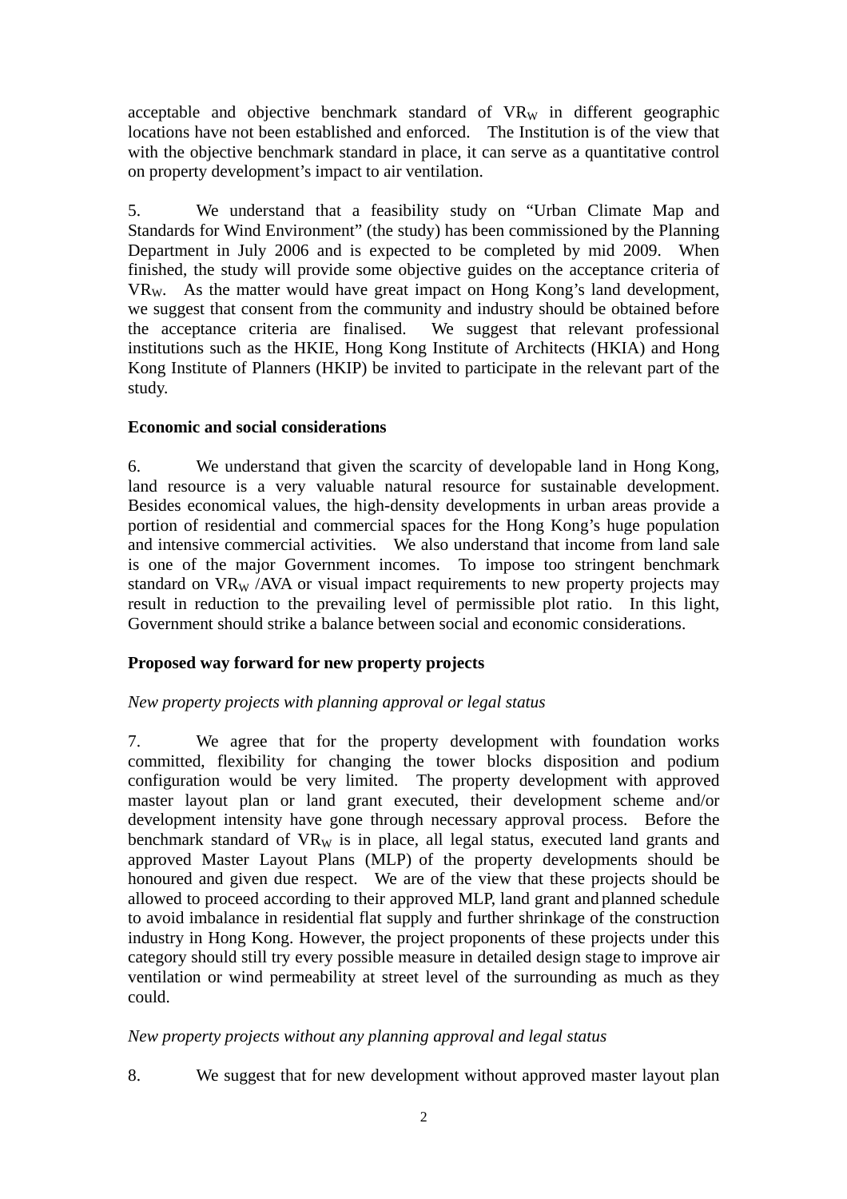acceptable and objective benchmark standard of $VR_W$ in different geographic locations have not been established and enforced. The Institution is of the view that with the objective benchmark standard in place, it can serve as a quantitative control on property development's impact to air ventilation.

5. We understand that a feasibility study on "Urban Climate Map and Standards for Wind Environment" (the study) has been commissioned by the Planning Department in July 2006 and is expected to be completed by mid 2009. When finished, the study will provide some objective guides on the acceptance criteria of $VR_W$. As the matter would have great impact on Hong Kong's land development, we suggest that consent from the community and industry should be obtained before the acceptance criteria are finalised. We suggest that relevant professional institutions such as the HKIE, Hong Kong Institute of Architects (HKIA) and Hong Kong Institute of Planners (HKIP) be invited to participate in the relevant part of the study.

**Economic and social considerations**

6. We understand that given the scarcity of developable land in Hong Kong, land resource is a very valuable natural resource for sustainable development. Besides economical values, the high-density developments in urban areas provide a portion of residential and commercial spaces for the Hong Kong's huge population and intensive commercial activities. We also understand that income from land sale is one of the major Government incomes. To impose too stringent benchmark standard on $VR_W$ /AVA or visual impact requirements to new property projects may result in reduction to the prevailing level of permissible plot ratio. In this light, Government should strike a balance between social and economic considerations.

**Proposed way forward for new property projects**

*New property projects with planning approval or legal status*

7. We agree that for the property development with foundation works committed, flexibility for changing the tower blocks disposition and podium configuration would be very limited. The property development with approved master layout plan or land grant executed, their development scheme and/or development intensity have gone through necessary approval process. Before the benchmark standard of $VR_W$ is in place, all legal status, executed land grants and approved Master Layout Plans (MLP) of the property developments should be honoured and given due respect. We are of the view that these projects should be allowed to proceed according to their approved MLP, land grant and planned schedule to avoid imbalance in residential flat supply and further shrinkage of the construction industry in Hong Kong. However, the project proponents of these projects under this category should still try every possible measure in detailed design stage to improve air ventilation or wind permeability at street level of the surrounding as much as they could.

*New property projects without any planning approval and legal status*

8. We suggest that for new development without approved master layout plan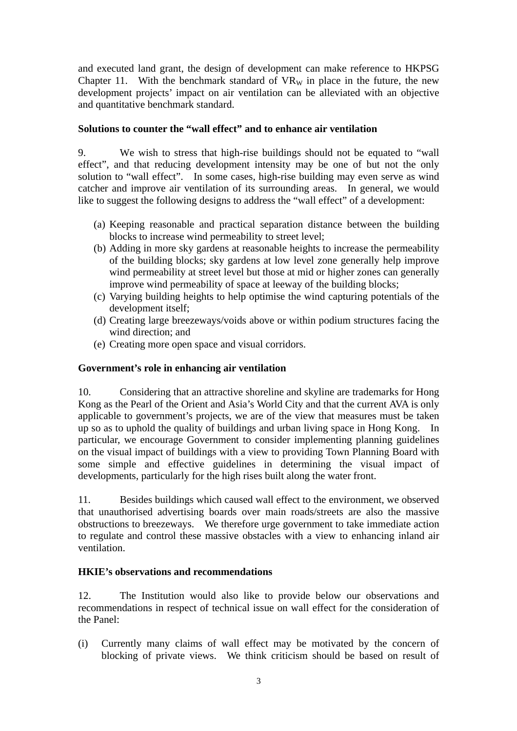and executed land grant, the design of development can make reference to HKPSG Chapter 11. With the benchmark standard of $VR_W$ in place in the future, the new development projects' impact on air ventilation can be alleviated with an objective and quantitative benchmark standard.

**Solutions to counter the "wall effect" and to enhance air ventilation**

9. We wish to stress that high-rise buildings should not be equated to "wall effect", and that reducing development intensity may be one of but not the only solution to "wall effect". In some cases, high-rise building may even serve as wind catcher and improve air ventilation of its surrounding areas. In general, we would like to suggest the following designs to address the "wall effect" of a development:

(a) Keeping reasonable and practical separation distance between the building blocks to increase wind permeability to street level;
(b) Adding in more sky gardens at reasonable heights to increase the permeability of the building blocks; sky gardens at low level zone generally help improve wind permeability at street level but those at mid or higher zones can generally improve wind permeability of space at leeway of the building blocks;
(c) Varying building heights to help optimise the wind capturing potentials of the development itself;
(d) Creating large breezeways/voids above or within podium structures facing the wind direction; and
(e) Creating more open space and visual corridors.

**Government's role in enhancing air ventilation**

10. Considering that an attractive shoreline and skyline are trademarks for Hong Kong as the Pearl of the Orient and Asia's World City and that the current AVA is only applicable to government's projects, we are of the view that measures must be taken up so as to uphold the quality of buildings and urban living space in Hong Kong. In particular, we encourage Government to consider implementing planning guidelines on the visual impact of buildings with a view to providing Town Planning Board with some simple and effective guidelines in determining the visual impact of developments, particularly for the high rises built along the water front.

11. Besides buildings which caused wall effect to the environment, we observed that unauthorised advertising boards over main roads/streets are also the massive obstructions to breezeways. We therefore urge government to take immediate action to regulate and control these massive obstacles with a view to enhancing inland air ventilation.

**HKIE's observations and recommendations**

12. The Institution would also like to provide below our observations and recommendations in respect of technical issue on wall effect for the consideration of the Panel:

(i) Currently many claims of wall effect may be motivated by the concern of blocking of private views. We think criticism should be based on result of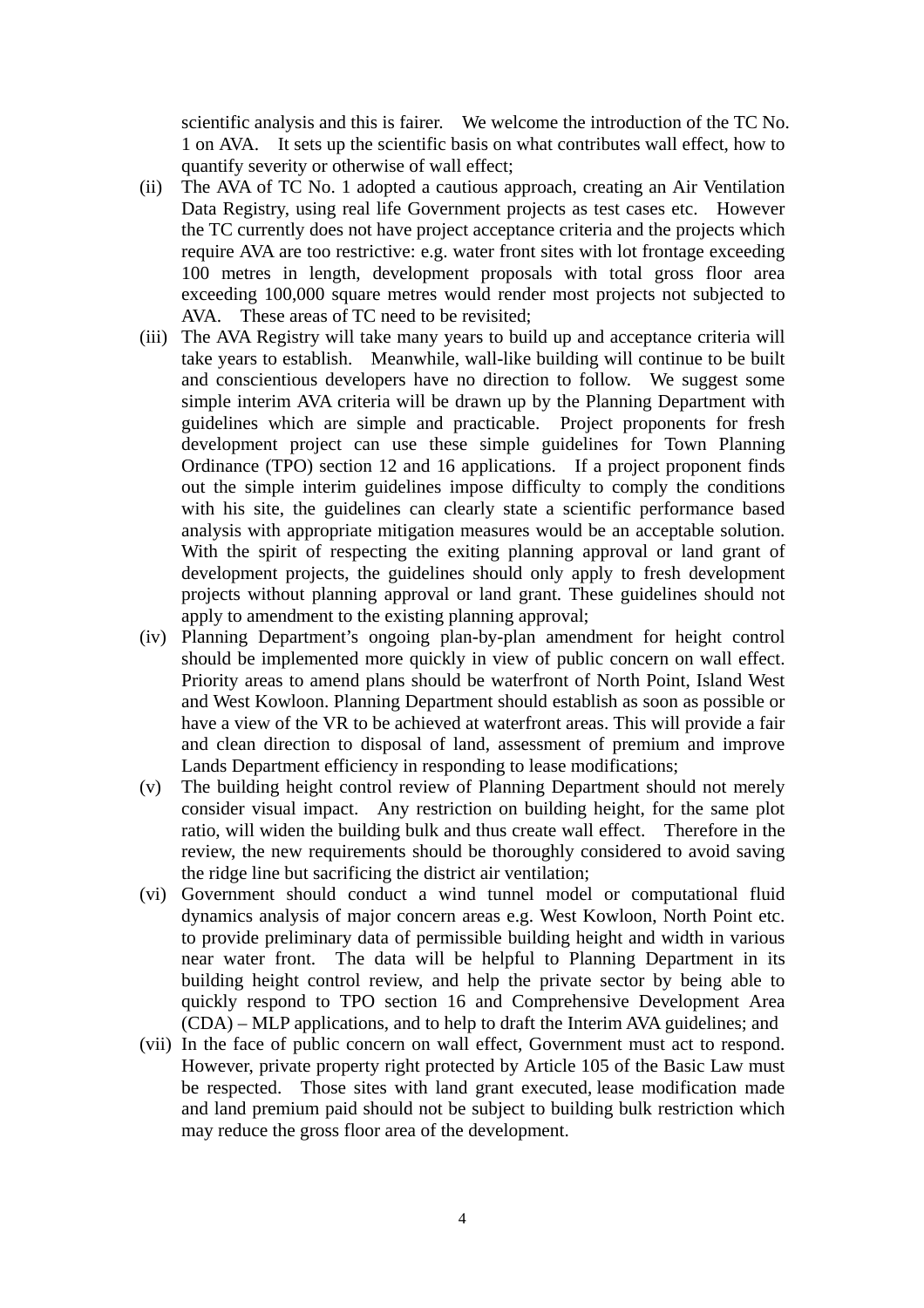scientific analysis and this is fairer. We welcome the introduction of the TC No. 1 on AVA. It sets up the scientific basis on what contributes wall effect, how to quantify severity or otherwise of wall effect;

(ii) The AVA of TC No. 1 adopted a cautious approach, creating an Air Ventilation Data Registry, using real life Government projects as test cases etc. However the TC currently does not have project acceptance criteria and the projects which require AVA are too restrictive: e.g. water front sites with lot frontage exceeding 100 metres in length, development proposals with total gross floor area exceeding 100,000 square metres would render most projects not subjected to AVA. These areas of TC need to be revisited;

(iii) The AVA Registry will take many years to build up and acceptance criteria will take years to establish. Meanwhile, wall-like building will continue to be built and conscientious developers have no direction to follow. We suggest some simple interim AVA criteria will be drawn up by the Planning Department with guidelines which are simple and practicable. Project proponents for fresh development project can use these simple guidelines for Town Planning Ordinance (TPO) section 12 and 16 applications. If a project proponent finds out the simple interim guidelines impose difficulty to comply the conditions with his site, the guidelines can clearly state a scientific performance based analysis with appropriate mitigation measures would be an acceptable solution. With the spirit of respecting the exiting planning approval or land grant of development projects, the guidelines should only apply to fresh development projects without planning approval or land grant. These guidelines should not apply to amendment to the existing planning approval;

(iv) Planning Department's ongoing plan-by-plan amendment for height control should be implemented more quickly in view of public concern on wall effect. Priority areas to amend plans should be waterfront of North Point, Island West and West Kowloon. Planning Department should establish as soon as possible or have a view of the VR to be achieved at waterfront areas. This will provide a fair and clean direction to disposal of land, assessment of premium and improve Lands Department efficiency in responding to lease modifications;

(v) The building height control review of Planning Department should not merely consider visual impact. Any restriction on building height, for the same plot ratio, will widen the building bulk and thus create wall effect. Therefore in the review, the new requirements should be thoroughly considered to avoid saving the ridge line but sacrificing the district air ventilation;

(vi) Government should conduct a wind tunnel model or computational fluid dynamics analysis of major concern areas e.g. West Kowloon, North Point etc. to provide preliminary data of permissible building height and width in various near water front. The data will be helpful to Planning Department in its building height control review, and help the private sector by being able to quickly respond to TPO section 16 and Comprehensive Development Area (CDA) – MLP applications, and to help to draft the Interim AVA guidelines; and

(vii) In the face of public concern on wall effect, Government must act to respond. However, private property right protected by Article 105 of the Basic Law must be respected. Those sites with land grant executed, lease modification made and land premium paid should not be subject to building bulk restriction which may reduce the gross floor area of the development.